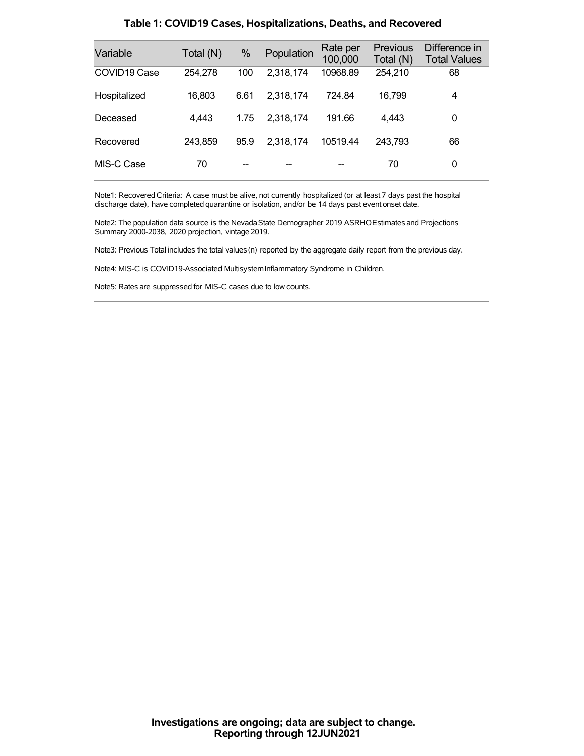## Table 1: COVID19 Cases, Hospitalizations, Deaths, and Recovered

| Variable | Total (N) | % | Population | Rate per 100,000 | Previous Total (N) | Difference in Total Values |
|---|---|---|---|---|---|---|
| COVID19 Case | 254,278 | 100 | 2,318,174 | 10968.89 | 254,210 | 68 |
| Hospitalized | 16,803 | 6.61 | 2,318,174 | 724.84 | 16,799 | 4 |
| Deceased | 4,443 | 1.75 | 2,318,174 | 191.66 | 4,443 | 0 |
| Recovered | 243,859 | 95.9 | 2,318,174 | 10519.44 | 243,793 | 66 |
| MIS-C Case | 70 | -- | -- | -- | 70 | 0 |

Note1: Recovered Criteria: A case must be alive, not currently hospitalized (or at least 7 days past the hospital discharge date), have completed quarantine or isolation, and/or be 14 days past event onset date.

Note2: The population data source is the Nevada State Demographer 2019 ASRHO Estimates and Projections Summary 2000-2038, 2020 projection, vintage 2019.

Note3: Previous Total includes the total values (n) reported by the aggregate daily report from the previous day.

Note4: MIS-C is COVID19-Associated Multisystem Inflammatory Syndrome in Children.

Note5: Rates are suppressed for MIS-C cases due to low counts.

**Investigations are ongoing; data are subject to change.**
**Reporting through 12JUN2021**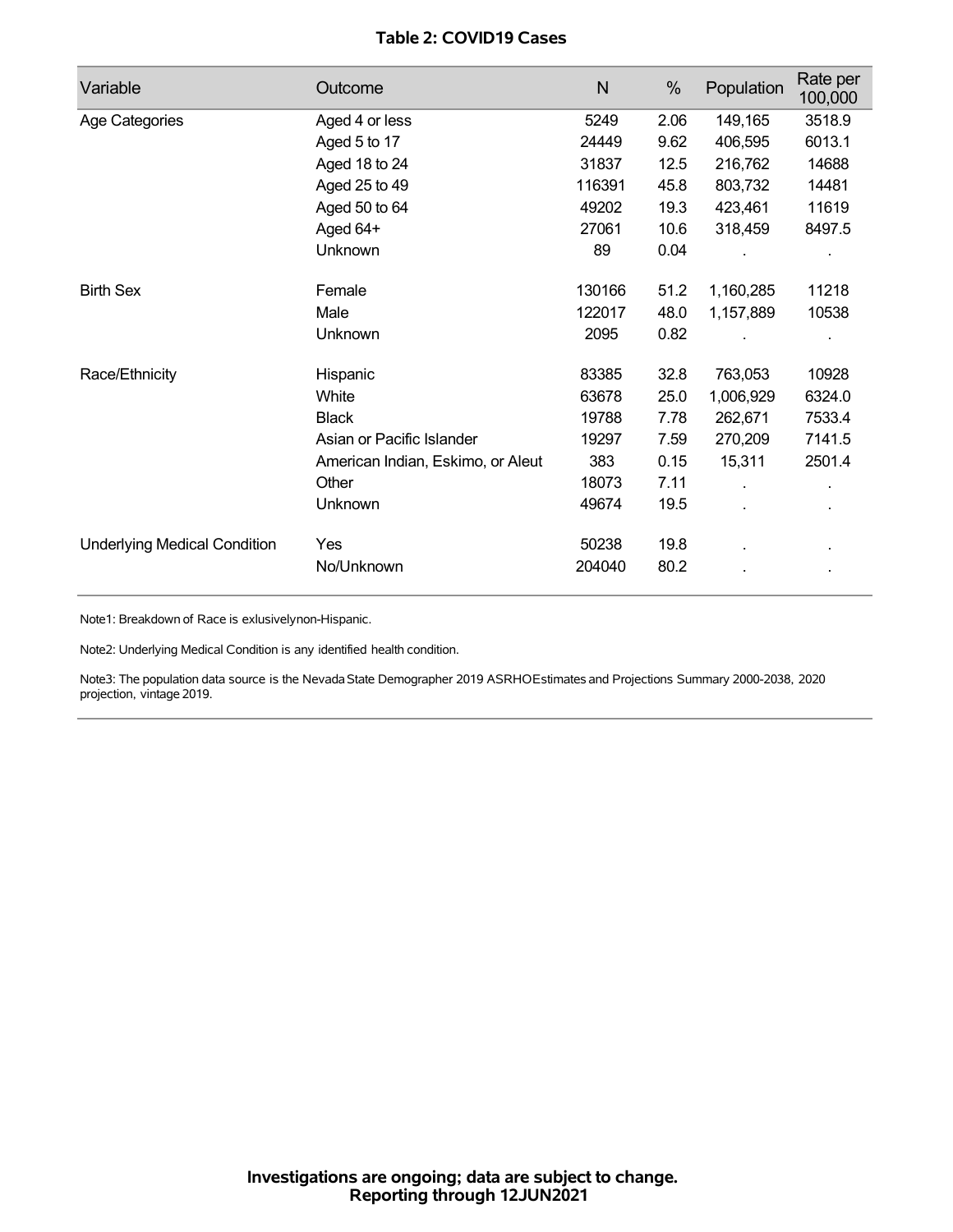**Table 2: COVID19 Cases**

| Variable | Outcome | N | % | Population | Rate per 100,000 |
|---|---|---|---|---|---|
| Age Categories | Aged 4 or less | 5249 | 2.06 | 149,165 | 3518.9 |
| | Aged 5 to 17 | 24449 | 9.62 | 406,595 | 6013.1 |
| | Aged 18 to 24 | 31837 | 12.5 | 216,762 | 14688 |
| | Aged 25 to 49 | 116391 | 45.8 | 803,732 | 14481 |
| | Aged 50 to 64 | 49202 | 19.3 | 423,461 | 11619 |
| | Aged 64+ | 27061 | 10.6 | 318,459 | 8497.5 |
| | Unknown | 89 | 0.04 | . | . |
| Birth Sex | Female | 130166 | 51.2 | 1,160,285 | 11218 |
| | Male | 122017 | 48.0 | 1,157,889 | 10538 |
| | Unknown | 2095 | 0.82 | . | . |
| Race/Ethnicity | Hispanic | 83385 | 32.8 | 763,053 | 10928 |
| | White | 63678 | 25.0 | 1,006,929 | 6324.0 |
| | Black | 19788 | 7.78 | 262,671 | 7533.4 |
| | Asian or Pacific Islander | 19297 | 7.59 | 270,209 | 7141.5 |
| | American Indian, Eskimo, or Aleut | 383 | 0.15 | 15,311 | 2501.4 |
| | Other | 18073 | 7.11 | . | . |
| | Unknown | 49674 | 19.5 | . | . |
| Underlying Medical Condition | Yes | 50238 | 19.8 | . | . |
| | No/Unknown | 204040 | 80.2 | . | . |

Note1: Breakdown of Race is exlusivelynon-Hispanic.

Note2: Underlying Medical Condition is any identified health condition.

Note3: The population data source is the Nevada State Demographer 2019 ASRHOEstimates and Projections Summary 2000-2038, 2020 projection, vintage 2019.

**Investigations are ongoing; data are subject to change.**
**Reporting through 12JUN2021**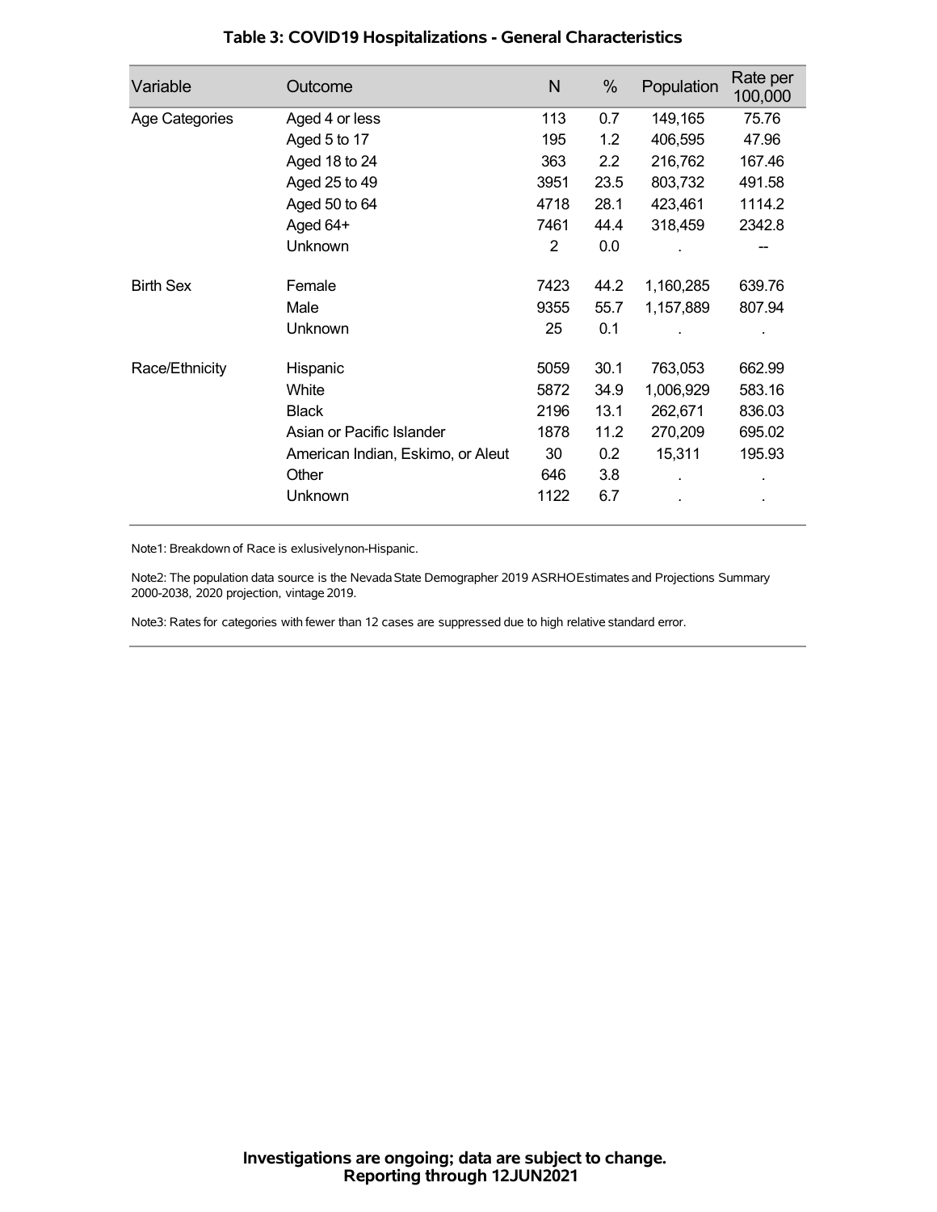## Table 3: COVID19 Hospitalizations - General Characteristics

| Variable | Outcome | N | % | Population | Rate per 100,000 |
|---|---|---|---|---|---|
| Age Categories | Aged 4 or less | 113 | 0.7 | 149,165 | 75.76 |
| | Aged 5 to 17 | 195 | 1.2 | 406,595 | 47.96 |
| | Aged 18 to 24 | 363 | 2.2 | 216,762 | 167.46 |
| | Aged 25 to 49 | 3951 | 23.5 | 803,732 | 491.58 |
| | Aged 50 to 64 | 4718 | 28.1 | 423,461 | 1114.2 |
| | Aged 64+ | 7461 | 44.4 | 318,459 | 2342.8 |
| | Unknown | 2 | 0.0 | . | -- |
| Birth Sex | Female | 7423 | 44.2 | 1,160,285 | 639.76 |
| | Male | 9355 | 55.7 | 1,157,889 | 807.94 |
| | Unknown | 25 | 0.1 | . | . |
| Race/Ethnicity | Hispanic | 5059 | 30.1 | 763,053 | 662.99 |
| | White | 5872 | 34.9 | 1,006,929 | 583.16 |
| | Black | 2196 | 13.1 | 262,671 | 836.03 |
| | Asian or Pacific Islander | 1878 | 11.2 | 270,209 | 695.02 |
| | American Indian, Eskimo, or Aleut | 30 | 0.2 | 15,311 | 195.93 |
| | Other | 646 | 3.8 | . | . |
| | Unknown | 1122 | 6.7 | . | . |

Note1: Breakdown of Race is exlusivelynon-Hispanic.

Note2: The population data source is the Nevada State Demographer 2019 ASRHOEstimates and Projections Summary 2000-2038, 2020 projection, vintage 2019.

Note3: Rates for categories with fewer than 12 cases are suppressed due to high relative standard error.

**Investigations are ongoing; data are subject to change.**
**Reporting through 12JUN2021**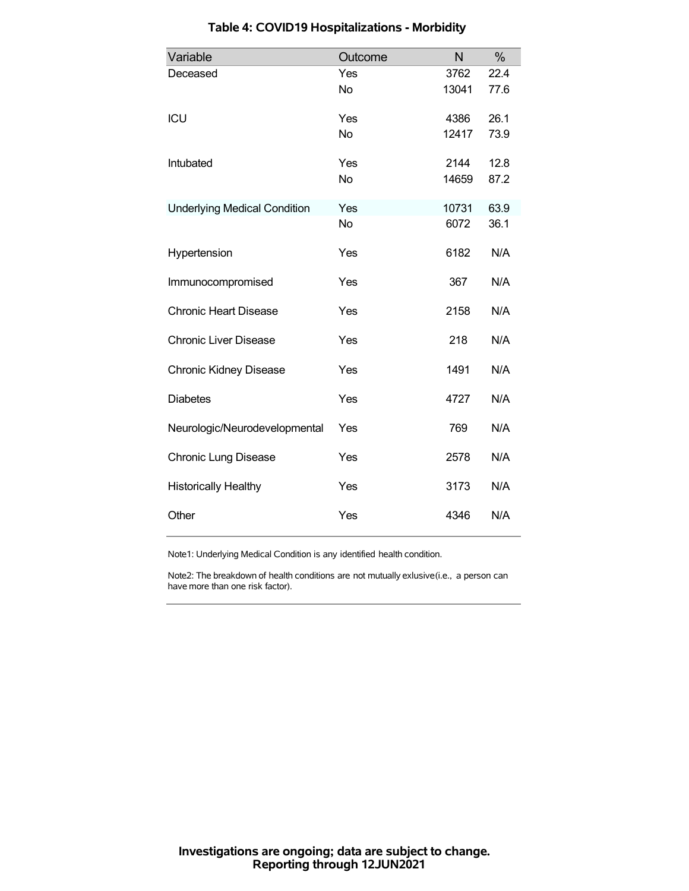## Table 4: COVID19 Hospitalizations - Morbidity

| Variable | Outcome | N | % |
|---|---|---|---|
| Deceased | Yes | 3762 | 22.4 |
| | No | 13041 | 77.6 |
| ICU | Yes | 4386 | 26.1 |
| | No | 12417 | 73.9 |
| Intubated | Yes | 2144 | 12.8 |
| | No | 14659 | 87.2 |
| Underlying Medical Condition | Yes | 10731 | 63.9 |
| | No | 6072 | 36.1 |
| Hypertension | Yes | 6182 | N/A |
| Immunocompromised | Yes | 367 | N/A |
| Chronic Heart Disease | Yes | 2158 | N/A |
| Chronic Liver Disease | Yes | 218 | N/A |
| Chronic Kidney Disease | Yes | 1491 | N/A |
| Diabetes | Yes | 4727 | N/A |
| Neurologic/Neurodevelopmental | Yes | 769 | N/A |
| Chronic Lung Disease | Yes | 2578 | N/A |
| Historically Healthy | Yes | 3173 | N/A |
| Other | Yes | 4346 | N/A |

Note1: Underlying Medical Condition is any identified health condition.

Note2: The breakdown of health conditions are not mutually exlusive(i.e., a person can have more than one risk factor).

**Investigations are ongoing; data are subject to change.**
**Reporting through 12JUN2021**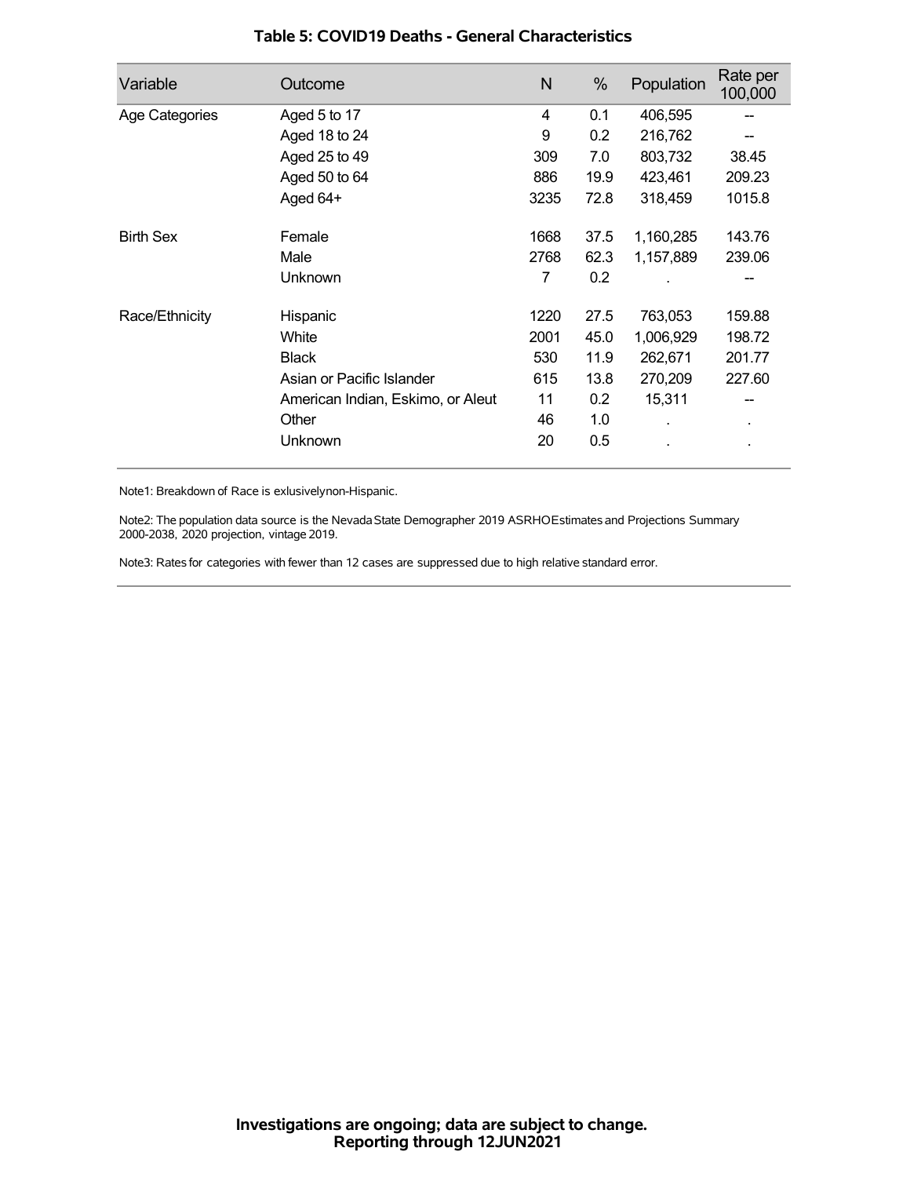# Table 5: COVID19 Deaths - General Characteristics

| Variable | Outcome | N | % | Population | Rate per 100,000 |
|---|---|---|---|---|---|
| Age Categories | Aged 5 to 17 | 4 | 0.1 | 406,595 | -- |
| | Aged 18 to 24 | 9 | 0.2 | 216,762 | -- |
| | Aged 25 to 49 | 309 | 7.0 | 803,732 | 38.45 |
| | Aged 50 to 64 | 886 | 19.9 | 423,461 | 209.23 |
| | Aged 64+ | 3235 | 72.8 | 318,459 | 1015.8 |
| Birth Sex | Female | 1668 | 37.5 | 1,160,285 | 143.76 |
| | Male | 2768 | 62.3 | 1,157,889 | 239.06 |
| | Unknown | 7 | 0.2 | . | -- |
| Race/Ethnicity | Hispanic | 1220 | 27.5 | 763,053 | 159.88 |
| | White | 2001 | 45.0 | 1,006,929 | 198.72 |
| | Black | 530 | 11.9 | 262,671 | 201.77 |
| | Asian or Pacific Islander | 615 | 13.8 | 270,209 | 227.60 |
| | American Indian, Eskimo, or Aleut | 11 | 0.2 | 15,311 | -- |
| | Other | 46 | 1.0 | . | . |
| | Unknown | 20 | 0.5 | . | . |

Note1: Breakdown of Race is exlusivelynon-Hispanic.

Note2: The population data source is the Nevada State Demographer 2019 ASRHO Estimates and Projections Summary 2000-2038, 2020 projection, vintage 2019.

Note3: Rates for categories with fewer than 12 cases are suppressed due to high relative standard error.

**Investigations are ongoing; data are subject to change.**
**Reporting through 12JUN2021**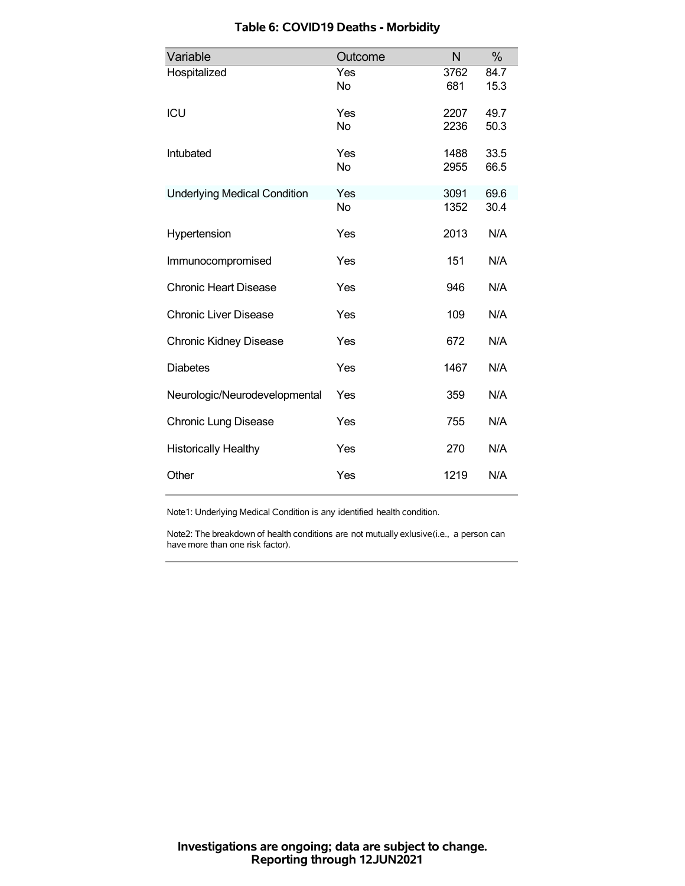## Table 6: COVID19 Deaths - Morbidity

| Variable | Outcome | N | % |
|---|---|---|---|
| Hospitalized | Yes | 3762 | 84.7 |
| | No | 681 | 15.3 |
| ICU | Yes | 2207 | 49.7 |
| | No | 2236 | 50.3 |
| Intubated | Yes | 1488 | 33.5 |
| | No | 2955 | 66.5 |
| Underlying Medical Condition | Yes | 3091 | 69.6 |
| | No | 1352 | 30.4 |
| Hypertension | Yes | 2013 | N/A |
| Immunocompromised | Yes | 151 | N/A |
| Chronic Heart Disease | Yes | 946 | N/A |
| Chronic Liver Disease | Yes | 109 | N/A |
| Chronic Kidney Disease | Yes | 672 | N/A |
| Diabetes | Yes | 1467 | N/A |
| Neurologic/Neurodevelopmental | Yes | 359 | N/A |
| Chronic Lung Disease | Yes | 755 | N/A |
| Historically Healthy | Yes | 270 | N/A |
| Other | Yes | 1219 | N/A |

Note1: Underlying Medical Condition is any identified health condition.

Note2: The breakdown of health conditions are not mutually exlusive(i.e., a person can have more than one risk factor).

**Investigations are ongoing; data are subject to change.**
**Reporting through 12JUN2021**